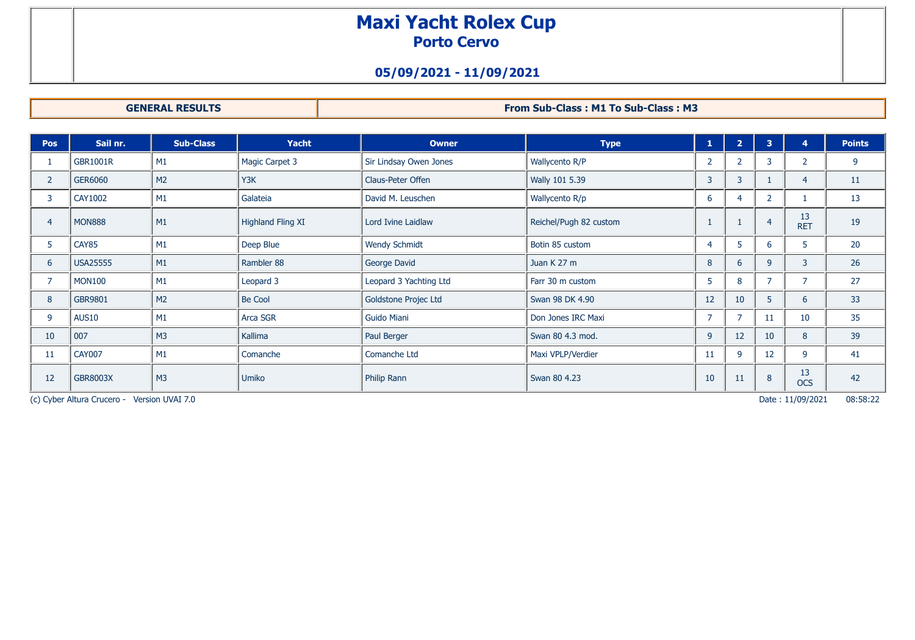# Maxi Yacht Rolex Cup

## Porto Cervo

### 05/09/2021 - 11/09/2021

| GENERAL RESULTS | From Sub-Class : M1 To Sub-Class : M3 |
|---|---|

| Pos | Sail nr. | Sub-Class | Yacht | Owner | Type | 1 | 2 | 3 | 4 | Points |
|---|---|---|---|---|---|---|---|---|---|---|
| 1 | GBR1001R | M1 | Magic Carpet 3 | Sir Lindsay Owen Jones | Wallycento R/P | 2 | 2 | 3 | 2 | 9 |
| 2 | GER6060 | M2 | Y3K | Claus-Peter Offen | Wally 101 5.39 | 3 | 3 | 1 | 4 | 11 |
| 3 | CAY1002 | M1 | Galateia | David M. Leuschen | Wallycento R/p | 6 | 4 | 2 | 1 | 13 |
| 4 | MON888 | M1 | Highland Fling XI | Lord Ivine Laidlaw | Reichel/Pugh 82 custom | 1 | 1 | 4 | 13 RET | 19 |
| 5 | CAY85 | M1 | Deep Blue | Wendy Schmidt | Botin 85 custom | 4 | 5 | 6 | 5 | 20 |
| 6 | USA25555 | M1 | Rambler 88 | George David | Juan K 27 m | 8 | 6 | 9 | 3 | 26 |
| 7 | MON100 | M1 | Leopard 3 | Leopard 3 Yachting Ltd | Farr 30 m custom | 5 | 8 | 7 | 7 | 27 |
| 8 | GBR9801 | M2 | Be Cool | Goldstone Projec Ltd | Swan 98 DK 4.90 | 12 | 10 | 5 | 6 | 33 |
| 9 | AUS10 | M1 | Arca SGR | Guido Miani | Don Jones IRC Maxi | 7 | 7 | 11 | 10 | 35 |
| 10 | 007 | M3 | Kallima | Paul Berger | Swan 80 4.3 mod. | 9 | 12 | 10 | 8 | 39 |
| 11 | CAY007 | M1 | Comanche | Comanche Ltd | Maxi VPLP/Verdier | 11 | 9 | 12 | 9 | 41 |
| 12 | GBR8003X | M3 | Umiko | Philip Rann | Swan 80 4.23 | 10 | 11 | 8 | 13 OCS | 42 |

(c) Cyber Altura Crucero - Version UVAI 7.0 Date : 11/09/2021 08:58:22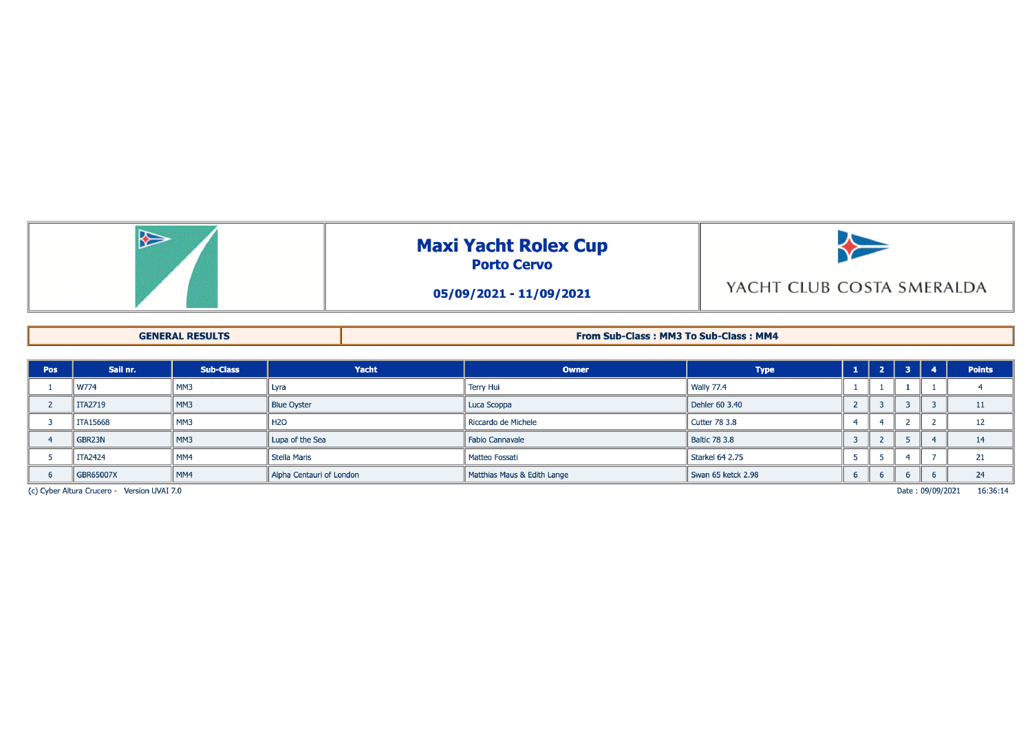# Maxi Yacht Rolex Cup

## Porto Cervo

**05/09/2021 - 11/09/2021**

YACHT CLUB COSTA SMERALDA

| GENERAL RESULTS | From Sub-Class : MM3 To Sub-Class : MM4 |
|---|---|

| Pos | Sail nr. | Sub-Class | Yacht | Owner | Type | 1 | 2 | 3 | 4 | Points |
|---|---|---|---|---|---|---|---|---|---|---|
| 1 | W774 | MM3 | Lyra | Terry Hui | Wally 77.4 | 1 | 1 | 1 | 1 | 4 |
| 2 | ITA2719 | MM3 | Blue Oyster | Luca Scoppa | Dehler 60 3.40 | 2 | 3 | 3 | 3 | 11 |
| 3 | ITA15668 | MM3 | H2O | Riccardo de Michele | Cutter 78 3.8 | 4 | 4 | 2 | 2 | 12 |
| 4 | GBR23N | MM3 | Lupa of the Sea | Fabio Cannavale | Baltic 78 3.8 | 3 | 2 | 5 | 4 | 14 |
| 5 | ITA2424 | MM4 | Stella Maris | Matteo Fossati | Starkel 64 2.75 | 5 | 5 | 4 | 7 | 21 |
| 6 | GBR65007X | MM4 | Alpha Centauri of London | Matthias Maus & Edith Lange | Swan 65 ketck 2.98 | 6 | 6 | 6 | 6 | 24 |

(c) Cyber Altura Crucero - Version UVAI 7.0

Date : 09/09/2021 16:36:14